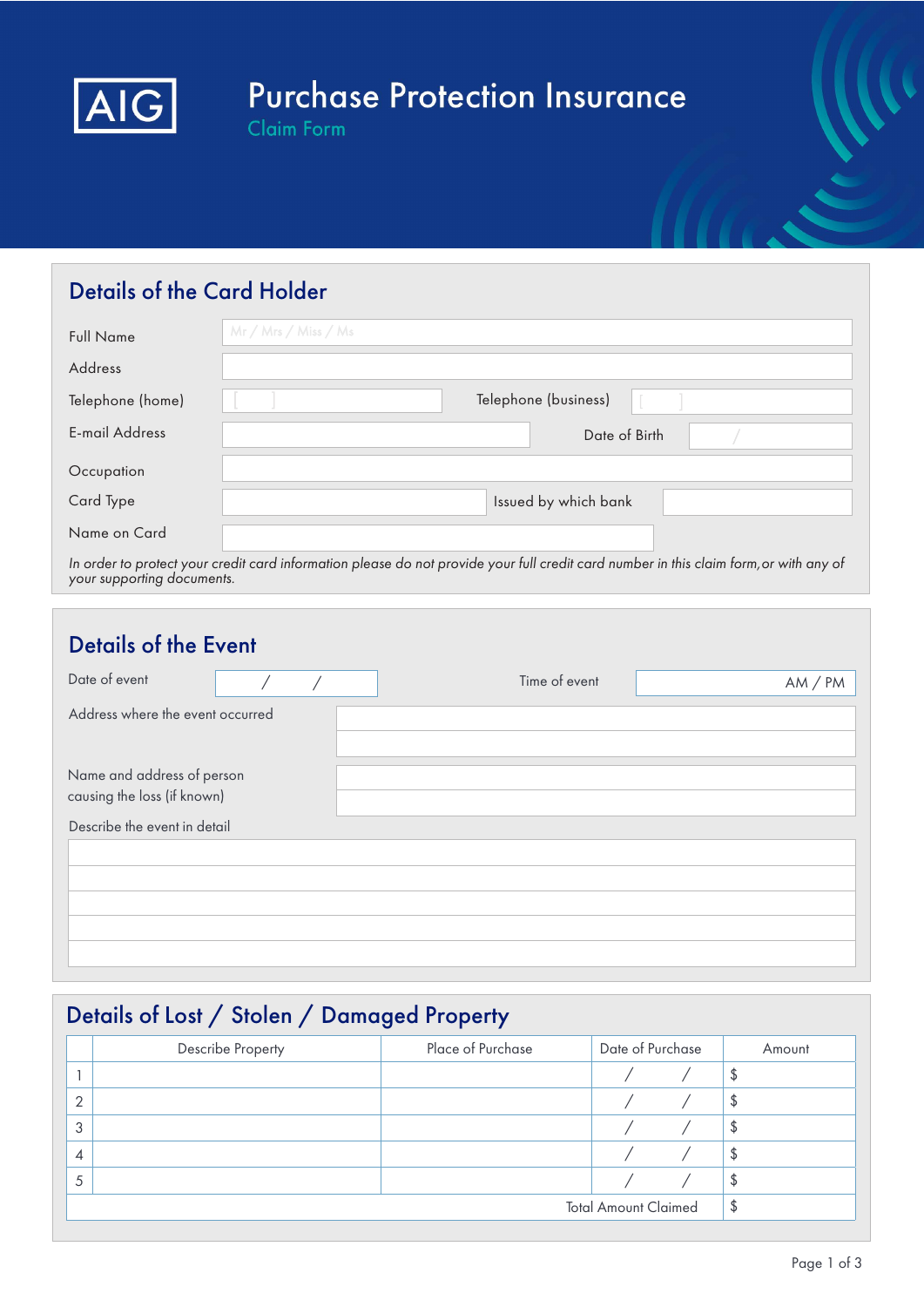AIG

# Purchase Protection Insurance

Claim Form

## Details of the Card Holder

| | | | |
|---|---|---|---|
| Full Name | Mr / Mrs / Miss / Ms | | |
| Address | | | |
| Telephone (home) | [ ] | Telephone (business) | [ ] |
| E-mail Address | | Date of Birth | / |
| Occupation | | | |
| Card Type | | Issued by which bank | |
| Name on Card | | | |

*In order to protect your credit card information please do not provide your full credit card number in this claim form, or with any of your supporting documents.*

## Details of the Event

| | | | |
|---|---|---|---|
| Date of event | / / | Time of event | AM / PM |
| Address where the event occurred | | | |
| Name and address of person causing the loss (if known) | | | |

Describe the event in detail

## Details of Lost / Stolen / Damaged Property

| | Describe Property | Place of Purchase | Date of Purchase | Amount |
|---|---|---|---|---|
| 1 | | | / / | $ |
| 2 | | | / / | $ |
| 3 | | | / / | $ |
| 4 | | | / / | $ |
| 5 | | | / / | $ |
| | | | Total Amount Claimed | $ |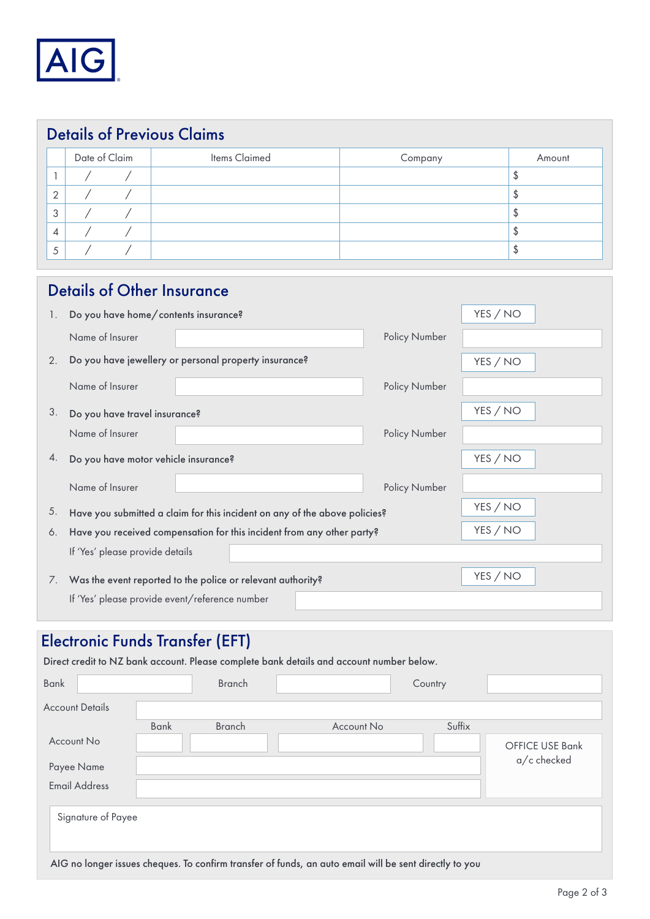## Details of Previous Claims

| | Date of Claim | Items Claimed | Company | Amount |
|---|---|---|---|---|
| 1 | / / | | | $ |
| 2 | / / | | | $ |
| 3 | / / | | | $ |
| 4 | / / | | | $ |
| 5 | / / | | | $ |

## Details of Other Insurance

1. **Do you have home/contents insurance?** YES / NO

   Name of Insurer ______ Policy Number ______

2. **Do you have jewellery or personal property insurance?** YES / NO

   Name of Insurer ______ Policy Number ______

3. **Do you have travel insurance?** YES / NO

   Name of Insurer ______ Policy Number ______

4. **Do you have motor vehicle insurance?** YES / NO

   Name of Insurer ______ Policy Number ______

5. **Have you submitted a claim for this incident on any of the above policies?** YES / NO

6. **Have you received compensation for this incident from any other party?** YES / NO

   If 'Yes' please provide details ______

7. **Was the event reported to the police or relevant authority?** YES / NO

   If 'Yes' please provide event/reference number ______

## Electronic Funds Transfer (EFT)

**Direct credit to NZ bank account. Please complete bank details and account number below.**

Bank ______ Branch ______ Country ______

Account Details ______

| | Bank | Branch | Account No | Suffix |
|---|---|---|---|---|
| Account No | | | | |

OFFICE USE Bank a/c checked

Payee Name ______

Email Address ______

Signature of Payee

**AIG no longer issues cheques. To confirm transfer of funds, an auto email will be sent directly to you**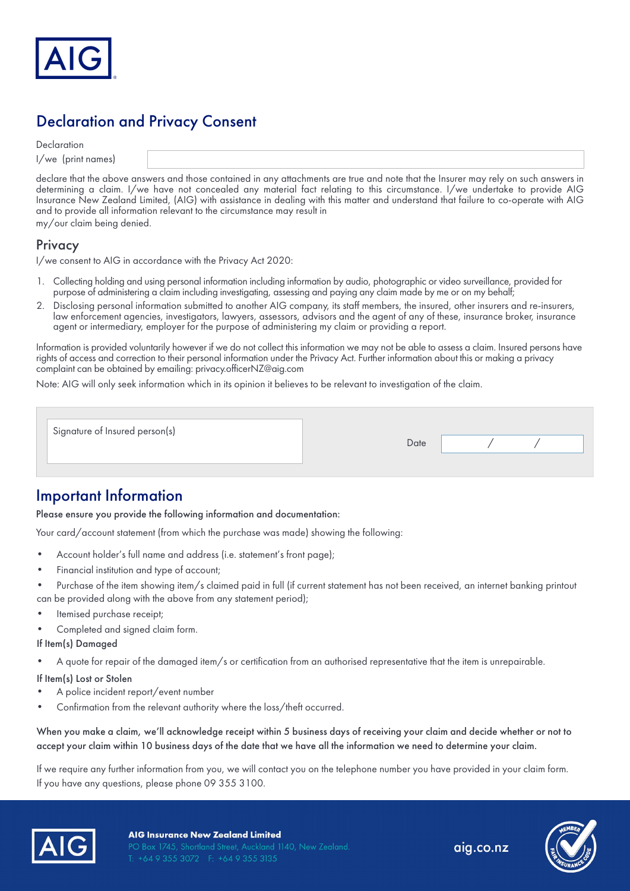## Declaration and Privacy Consent

Declaration

I/we (print names)

declare that the above answers and those contained in any attachments are true and note that the Insurer may rely on such answers in determining a claim. I/we have not concealed any material fact relating to this circumstance. I/we undertake to provide AIG Insurance New Zealand Limited, (AIG) with assistance in dealing with this matter and understand that failure to co-operate with AIG and to provide all information relevant to the circumstance may result in my/our claim being denied.

### Privacy

I/we consent to AIG in accordance with the Privacy Act 2020:

1. Collecting holding and using personal information including information by audio, photographic or video surveillance, provided for purpose of administering a claim including investigating, assessing and paying any claim made by me or on my behalf;
2. Disclosing personal information submitted to another AIG company, its staff members, the insured, other insurers and re-insurers, law enforcement agencies, investigators, lawyers, assessors, advisors and the agent of any of these, insurance broker, insurance agent or intermediary, employer for the purpose of administering my claim or providing a report.

Information is provided voluntarily however if we do not collect this information we may not be able to assess a claim. Insured persons have rights of access and correction to their personal information under the Privacy Act. Further information about this or making a privacy complaint can be obtained by emailing: privacy.officerNZ@aig.com

Note: AIG will only seek information which in its opinion it believes to be relevant to investigation of the claim.

Signature of Insured person(s)

Date / /

## Important Information

**Please ensure you provide the following information and documentation:**

Your card/account statement (from which the purchase was made) showing the following:

- Account holder's full name and address (i.e. statement's front page);
- Financial institution and type of account;
- Purchase of the item showing item/s claimed paid in full (if current statement has not been received, an internet banking printout can be provided along with the above from any statement period);
- Itemised purchase receipt;
- Completed and signed claim form.

**If Item(s) Damaged**

- A quote for repair of the damaged item/s or certification from an authorised representative that the item is unrepairable.

**If Item(s) Lost or Stolen**

- A police incident report/event number
- Confirmation from the relevant authority where the loss/theft occurred.

**When you make a claim, we'll acknowledge receipt within 5 business days of receiving your claim and decide whether or not to accept your claim within 10 business days of the date that we have all the information we need to determine your claim.**

If we require any further information from you, we will contact you on the telephone number you have provided in your claim form. If you have any questions, please phone 09 355 3100.

**AIG Insurance New Zealand Limited**
PO Box 1745, Shortland Street, Auckland 1140, New Zealand.
T: +64 9 355 3072 F: +64 9 355 3135

aig.co.nz